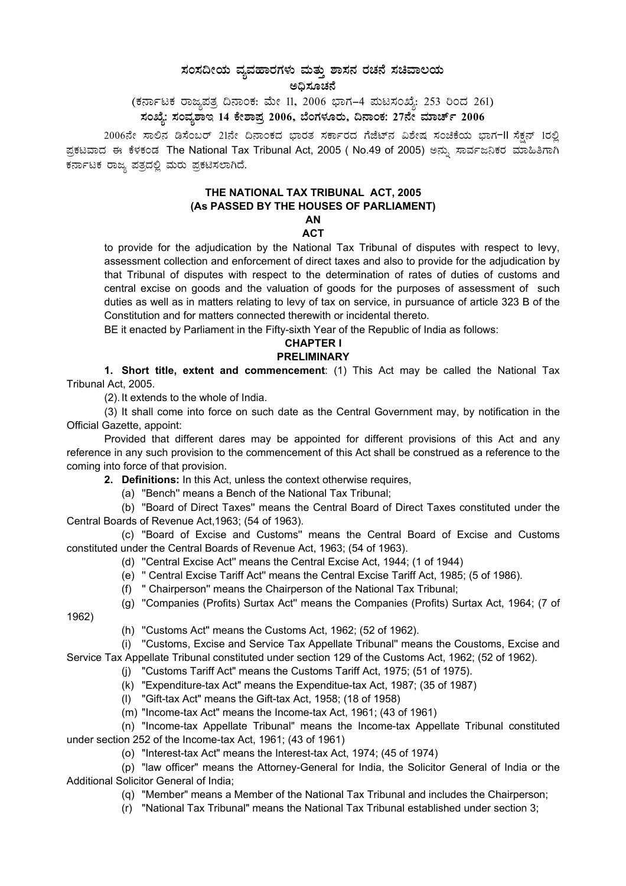# ಸಂಸದೀಯ ವ್ಯವಹಾರಗಳು ಮತ್ತು ಶಾಸನ ರಚನೆ ಸಚಿವಾಲಯ

## ಅಧಿಸೂಚನೆ

(ಕರ್ನಾಟಕ ರಾಜ್ಯಪತ್ರ ದಿನಾಂಕ: ಮೇ 11, 2006 ಭಾಗ–4 ಪುಟಸಂಖ್ಯೆ: 253 ರಿಂದ 261)

**ಸಂಖ್ಯೆ: ಸಂವ್ಯಶಾಇ 14 ಕೇಶಾಪ್ರ 2006, ಬೆಂಗಳೂರು, ದಿನಾಂಕ: 27ನೇ ಮಾರ್ಚ್ 2006**

2006ನೇ ಸಾಲಿನ ಡಿಸೆಂಬರ್ 21ನೇ ದಿನಾಂಕದ ಭಾರತ ಸರ್ಕಾರದ ಗೆಜೆಟ್‌ನ ವಿಶೇಷ ಸಂಚಿಕೆಯ ಭಾಗ-II ಸೆಕ್ಷನ್ 1ರಲ್ಲಿ ಪ್ರಕಟವಾದ ಈ ಕೆಳಕಂಡ The National Tax Tribunal Act, 2005 ( No.49 of 2005) ಅನ್ನು ಸಾರ್ವಜನಿಕರ ಮಾಹಿತಿಗಾಗಿ ಕರ್ನಾಟಕ ರಾಜ್ಯ ಪತ್ರದಲ್ಲಿ ಮರು ಪ್ರಕಟಿಸಲಾಗಿದೆ.

## THE NATIONAL TAX TRIBUNAL ACT, 2005
## (As PASSED BY THE HOUSES OF PARLIAMENT)
## AN
## ACT

to provide for the adjudication by the National Tax Tribunal of disputes with respect to levy, assessment collection and enforcement of direct taxes and also to provide for the adjudication by that Tribunal of disputes with respect to the determination of rates of duties of customs and central excise on goods and the valuation of goods for the purposes of assessment of such duties as well as in matters relating to levy of tax on service, in pursuance of article 323 B of the Constitution and for matters connected therewith or incidental thereto.

BE it enacted by Parliament in the Fifty-sixth Year of the Republic of India as follows:

### CHAPTER I
### PRELIMINARY

**1. Short title, extent and commencement**: (1) This Act may be called the National Tax Tribunal Act, 2005.

(2). It extends to the whole of India.

(3) It shall come into force on such date as the Central Government may, by notification in the Official Gazette, appoint:

Provided that different dares may be appointed for different provisions of this Act and any reference in any such provision to the commencement of this Act shall be construed as a reference to the coming into force of that provision.

**2. Definitions:** In this Act, unless the context otherwise requires,

(a) "Bench" means a Bench of the National Tax Tribunal;

(b) "Board of Direct Taxes" means the Central Board of Direct Taxes constituted under the Central Boards of Revenue Act,1963; (54 of 1963).

(c) "Board of Excise and Customs" means the Central Board of Excise and Customs constituted under the Central Boards of Revenue Act, 1963; (54 of 1963).

(d) "Central Excise Act" means the Central Excise Act, 1944; (1 of 1944)

(e) " Central Excise Tariff Act" means the Central Excise Tariff Act, 1985; (5 of 1986).

(f) " Chairperson" means the Chairperson of the National Tax Tribunal;

(g) "Companies (Profits) Surtax Act" means the Companies (Profits) Surtax Act, 1964; (7 of 1962)

(h) "Customs Act" means the Customs Act, 1962; (52 of 1962).

(i) "Customs, Excise and Service Tax Appellate Tribunal" means the Coustoms, Excise and Service Tax Appellate Tribunal constituted under section 129 of the Customs Act, 1962; (52 of 1962).

(j) "Customs Tariff Act" means the Customs Tariff Act, 1975; (51 of 1975).

(k) "Expenditure-tax Act" means the Expenditue-tax Act, 1987; (35 of 1987)

(l) "Gift-tax Act" means the Gift-tax Act, 1958; (18 of 1958)

(m) "Income-tax Act" means the Income-tax Act, 1961; (43 of 1961)

(n) "Income-tax Appellate Tribunal" means the Income-tax Appellate Tribunal constituted under section 252 of the Income-tax Act, 1961; (43 of 1961)

(o) "Interest-tax Act" means the Interest-tax Act, 1974; (45 of 1974)

(p) "law officer" means the Attorney-General for India, the Solicitor General of India or the Additional Solicitor General of India;

(q) "Member" means a Member of the National Tax Tribunal and includes the Chairperson;

(r) "National Tax Tribunal" means the National Tax Tribunal established under section 3;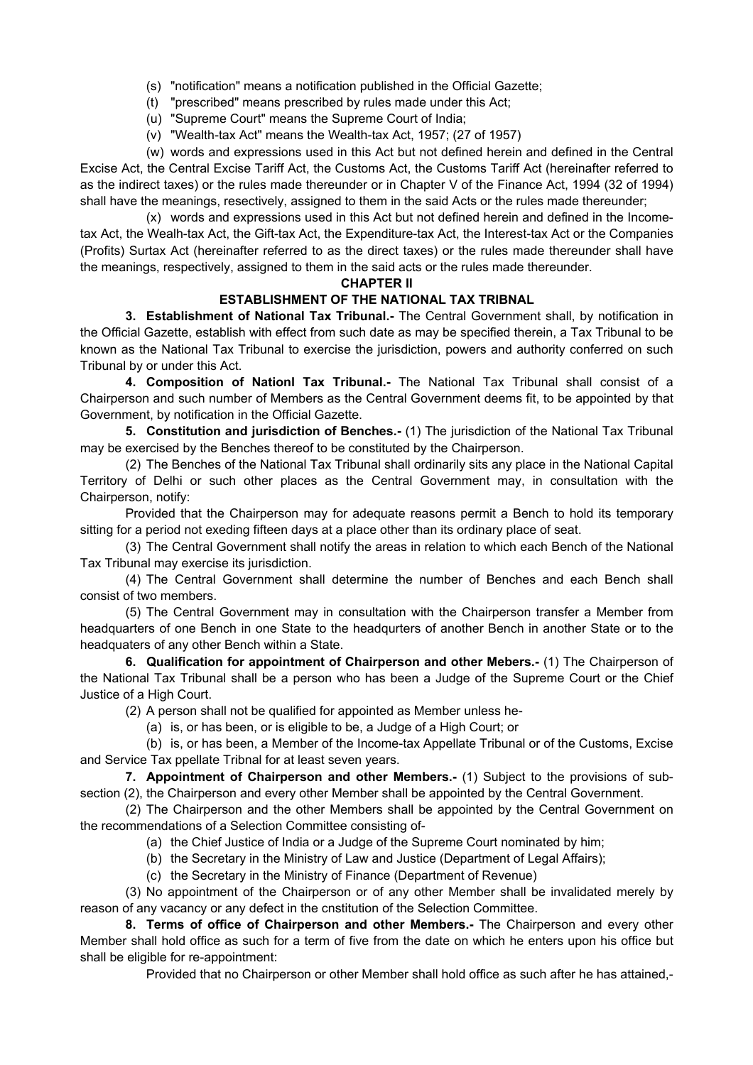(s) "notification" means a notification published in the Official Gazette;

(t) "prescribed" means prescribed by rules made under this Act;

(u) "Supreme Court" means the Supreme Court of India;

(v) "Wealth-tax Act" means the Wealth-tax Act, 1957; (27 of 1957)

(w) words and expressions used in this Act but not defined herein and defined in the Central Excise Act, the Central Excise Tariff Act, the Customs Act, the Customs Tariff Act (hereinafter referred to as the indirect taxes) or the rules made thereunder or in Chapter V of the Finance Act, 1994 (32 of 1994) shall have the meanings, resectively, assigned to them in the said Acts or the rules made thereunder;

(x) words and expressions used in this Act but not defined herein and defined in the Income-tax Act, the Wealh-tax Act, the Gift-tax Act, the Expenditure-tax Act, the Interest-tax Act or the Companies (Profits) Surtax Act (hereinafter referred to as the direct taxes) or the rules made thereunder shall have the meanings, respectively, assigned to them in the said acts or the rules made thereunder.

## CHAPTER II

## ESTABLISHMENT OF THE NATIONAL TAX TRIBNAL

**3. Establishment of National Tax Tribunal.-** The Central Government shall, by notification in the Official Gazette, establish with effect from such date as may be specified therein, a Tax Tribunal to be known as the National Tax Tribunal to exercise the jurisdiction, powers and authority conferred on such Tribunal by or under this Act.

**4. Composition of Nationl Tax Tribunal.-** The National Tax Tribunal shall consist of a Chairperson and such number of Members as the Central Government deems fit, to be appointed by that Government, by notification in the Official Gazette.

**5. Constitution and jurisdiction of Benches.-** (1) The jurisdiction of the National Tax Tribunal may be exercised by the Benches thereof to be constituted by the Chairperson.

(2) The Benches of the National Tax Tribunal shall ordinarily sits any place in the National Capital Territory of Delhi or such other places as the Central Government may, in consultation with the Chairperson, notify:

Provided that the Chairperson may for adequate reasons permit a Bench to hold its temporary sitting for a period not exeding fifteen days at a place other than its ordinary place of seat.

(3) The Central Government shall notify the areas in relation to which each Bench of the National Tax Tribunal may exercise its jurisdiction.

(4) The Central Government shall determine the number of Benches and each Bench shall consist of two members.

(5) The Central Government may in consultation with the Chairperson transfer a Member from headquarters of one Bench in one State to the headqurters of another Bench in another State or to the headquaters of any other Bench within a State.

**6. Qualification for appointment of Chairperson and other Mebers.-** (1) The Chairperson of the National Tax Tribunal shall be a person who has been a Judge of the Supreme Court or the Chief Justice of a High Court.

(2) A person shall not be qualified for appointed as Member unless he-

(a) is, or has been, or is eligible to be, a Judge of a High Court; or

(b) is, or has been, a Member of the Income-tax Appellate Tribunal or of the Customs, Excise and Service Tax ppellate Tribnal for at least seven years.

**7. Appointment of Chairperson and other Members.-** (1) Subject to the provisions of sub-section (2), the Chairperson and every other Member shall be appointed by the Central Government.

(2) The Chairperson and the other Members shall be appointed by the Central Government on the recommendations of a Selection Committee consisting of-

(a) the Chief Justice of India or a Judge of the Supreme Court nominated by him;

(b) the Secretary in the Ministry of Law and Justice (Department of Legal Affairs);

(c) the Secretary in the Ministry of Finance (Department of Revenue)

(3) No appointment of the Chairperson or of any other Member shall be invalidated merely by reason of any vacancy or any defect in the cnstitution of the Selection Committee.

**8. Terms of office of Chairperson and other Members.-** The Chairperson and every other Member shall hold office as such for a term of five from the date on which he enters upon his office but shall be eligible for re-appointment:

Provided that no Chairperson or other Member shall hold office as such after he has attained,-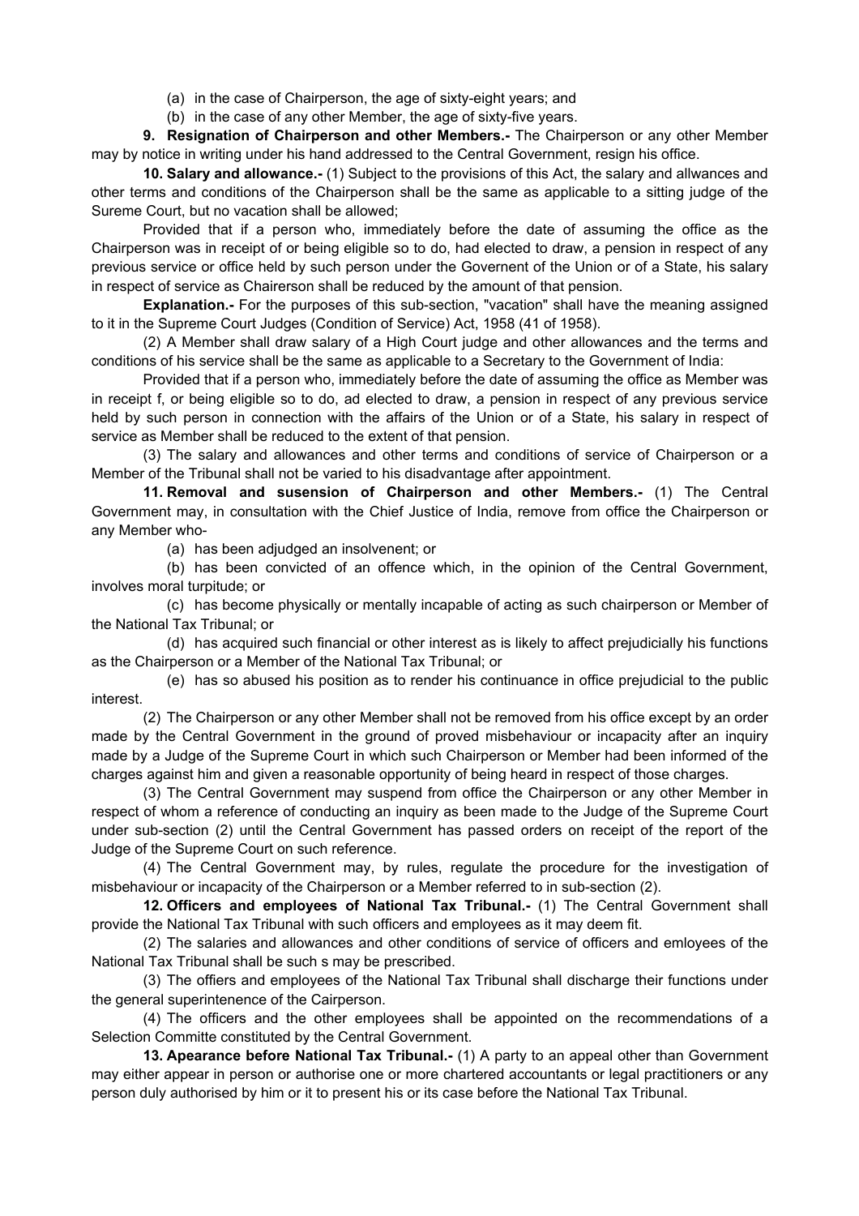(a) in the case of Chairperson, the age of sixty-eight years; and

(b) in the case of any other Member, the age of sixty-five years.

**9. Resignation of Chairperson and other Members.-** The Chairperson or any other Member may by notice in writing under his hand addressed to the Central Government, resign his office.

**10. Salary and allowance.-** (1) Subject to the provisions of this Act, the salary and allwances and other terms and conditions of the Chairperson shall be the same as applicable to a sitting judge of the Sureme Court, but no vacation shall be allowed;

Provided that if a person who, immediately before the date of assuming the office as the Chairperson was in receipt of or being eligible so to do, had elected to draw, a pension in respect of any previous service or office held by such person under the Governent of the Union or of a State, his salary in respect of service as Chairerson shall be reduced by the amount of that pension.

**Explanation.-** For the purposes of this sub-section, "vacation" shall have the meaning assigned to it in the Supreme Court Judges (Condition of Service) Act, 1958 (41 of 1958).

(2) A Member shall draw salary of a High Court judge and other allowances and the terms and conditions of his service shall be the same as applicable to a Secretary to the Government of India:

Provided that if a person who, immediately before the date of assuming the office as Member was in receipt f, or being eligible so to do, ad elected to draw, a pension in respect of any previous service held by such person in connection with the affairs of the Union or of a State, his salary in respect of service as Member shall be reduced to the extent of that pension.

(3) The salary and allowances and other terms and conditions of service of Chairperson or a Member of the Tribunal shall not be varied to his disadvantage after appointment.

**11. Removal and susension of Chairperson and other Members.-** (1) The Central Government may, in consultation with the Chief Justice of India, remove from office the Chairperson or any Member who-

(a) has been adjudged an insolvenent; or

(b) has been convicted of an offence which, in the opinion of the Central Government, involves moral turpitude; or

(c) has become physically or mentally incapable of acting as such chairperson or Member of the National Tax Tribunal; or

(d) has acquired such financial or other interest as is likely to affect prejudicially his functions as the Chairperson or a Member of the National Tax Tribunal; or

(e) has so abused his position as to render his continuance in office prejudicial to the public interest.

(2) The Chairperson or any other Member shall not be removed from his office except by an order made by the Central Government in the ground of proved misbehaviour or incapacity after an inquiry made by a Judge of the Supreme Court in which such Chairperson or Member had been informed of the charges against him and given a reasonable opportunity of being heard in respect of those charges.

(3) The Central Government may suspend from office the Chairperson or any other Member in respect of whom a reference of conducting an inquiry as been made to the Judge of the Supreme Court under sub-section (2) until the Central Government has passed orders on receipt of the report of the Judge of the Supreme Court on such reference.

(4) The Central Government may, by rules, regulate the procedure for the investigation of misbehaviour or incapacity of the Chairperson or a Member referred to in sub-section (2).

**12. Officers and employees of National Tax Tribunal.-** (1) The Central Government shall provide the National Tax Tribunal with such officers and employees as it may deem fit.

(2) The salaries and allowances and other conditions of service of officers and emloyees of the National Tax Tribunal shall be such s may be prescribed.

(3) The offiers and employees of the National Tax Tribunal shall discharge their functions under the general superintenence of the Cairperson.

(4) The officers and the other employees shall be appointed on the recommendations of a Selection Committe constituted by the Central Government.

**13. Apearance before National Tax Tribunal.-** (1) A party to an appeal other than Government may either appear in person or authorise one or more chartered accountants or legal practitioners or any person duly authorised by him or it to present his or its case before the National Tax Tribunal.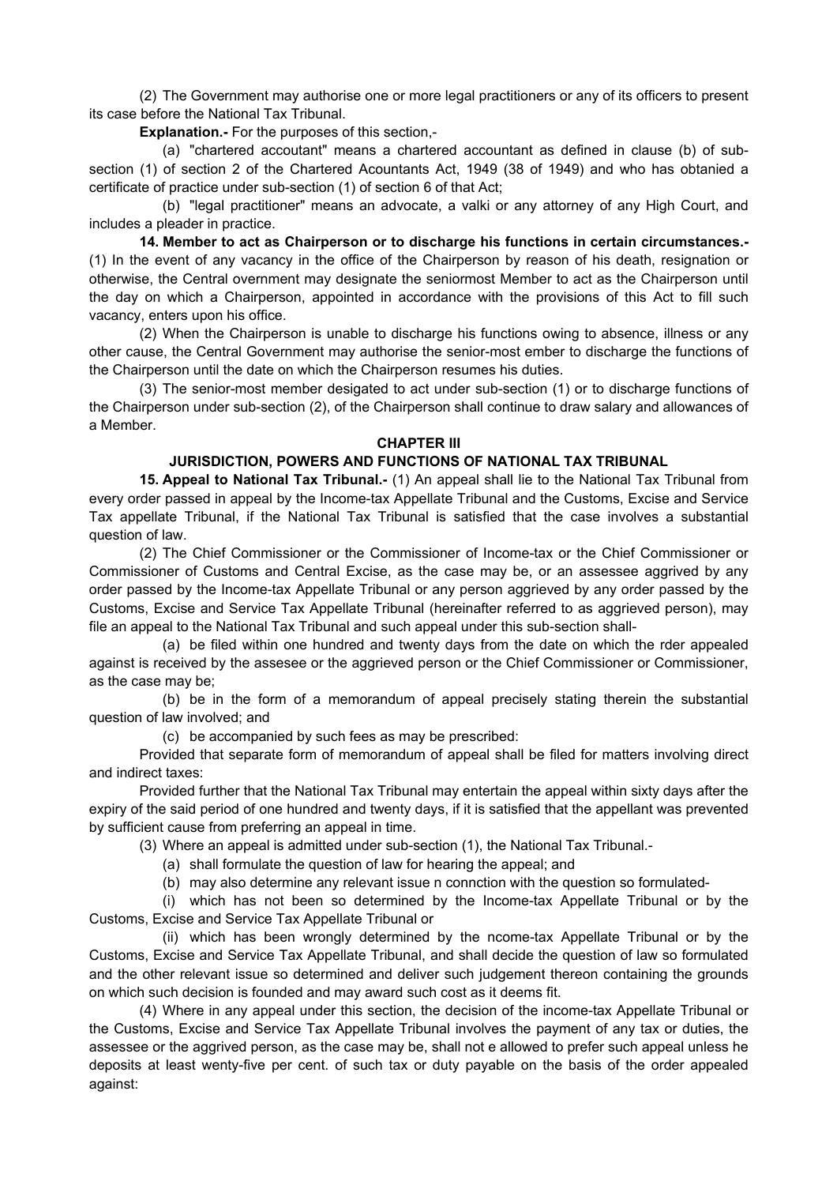(2) The Government may authorise one or more legal practitioners or any of its officers to present its case before the National Tax Tribunal.

**Explanation.-** For the purposes of this section,-

(a) "chartered accoutant" means a chartered accountant as defined in clause (b) of sub-section (1) of section 2 of the Chartered Acountants Act, 1949 (38 of 1949) and who has obtanied a certificate of practice under sub-section (1) of section 6 of that Act;

(b) "legal practitioner" means an advocate, a valki or any attorney of any High Court, and includes a pleader in practice.

**14. Member to act as Chairperson or to discharge his functions in certain circumstances.-** (1) In the event of any vacancy in the office of the Chairperson by reason of his death, resignation or otherwise, the Central overnment may designate the seniormost Member to act as the Chairperson until the day on which a Chairperson, appointed in accordance with the provisions of this Act to fill such vacancy, enters upon his office.

(2) When the Chairperson is unable to discharge his functions owing to absence, illness or any other cause, the Central Government may authorise the senior-most ember to discharge the functions of the Chairperson until the date on which the Chairperson resumes his duties.

(3) The senior-most member desigated to act under sub-section (1) or to discharge functions of the Chairperson under sub-section (2), of the Chairperson shall continue to draw salary and allowances of a Member.

## CHAPTER III

## JURISDICTION, POWERS AND FUNCTIONS OF NATIONAL TAX TRIBUNAL

**15. Appeal to National Tax Tribunal.-** (1) An appeal shall lie to the National Tax Tribunal from every order passed in appeal by the Income-tax Appellate Tribunal and the Customs, Excise and Service Tax appellate Tribunal, if the National Tax Tribunal is satisfied that the case involves a substantial question of law.

(2) The Chief Commissioner or the Commissioner of Income-tax or the Chief Commissioner or Commissioner of Customs and Central Excise, as the case may be, or an assessee aggrived by any order passed by the Income-tax Appellate Tribunal or any person aggrieved by any order passed by the Customs, Excise and Service Tax Appellate Tribunal (hereinafter referred to as aggrieved person), may file an appeal to the National Tax Tribunal and such appeal under this sub-section shall-

(a) be filed within one hundred and twenty days from the date on which the rder appealed against is received by the assesee or the aggrieved person or the Chief Commissioner or Commissioner, as the case may be;

(b) be in the form of a memorandum of appeal precisely stating therein the substantial question of law involved; and

(c) be accompanied by such fees as may be prescribed:

Provided that separate form of memorandum of appeal shall be filed for matters involving direct and indirect taxes:

Provided further that the National Tax Tribunal may entertain the appeal within sixty days after the expiry of the said period of one hundred and twenty days, if it is satisfied that the appellant was prevented by sufficient cause from preferring an appeal in time.

(3) Where an appeal is admitted under sub-section (1), the National Tax Tribunal.-

(a) shall formulate the question of law for hearing the appeal; and

(b) may also determine any relevant issue n connction with the question so formulated-

(i) which has not been so determined by the Income-tax Appellate Tribunal or by the Customs, Excise and Service Tax Appellate Tribunal or

(ii) which has been wrongly determined by the ncome-tax Appellate Tribunal or by the Customs, Excise and Service Tax Appellate Tribunal, and shall decide the question of law so formulated and the other relevant issue so determined and deliver such judgement thereon containing the grounds on which such decision is founded and may award such cost as it deems fit.

(4) Where in any appeal under this section, the decision of the income-tax Appellate Tribunal or the Customs, Excise and Service Tax Appellate Tribunal involves the payment of any tax or duties, the assessee or the aggrived person, as the case may be, shall not e allowed to prefer such appeal unless he deposits at least wenty-five per cent. of such tax or duty payable on the basis of the order appealed against: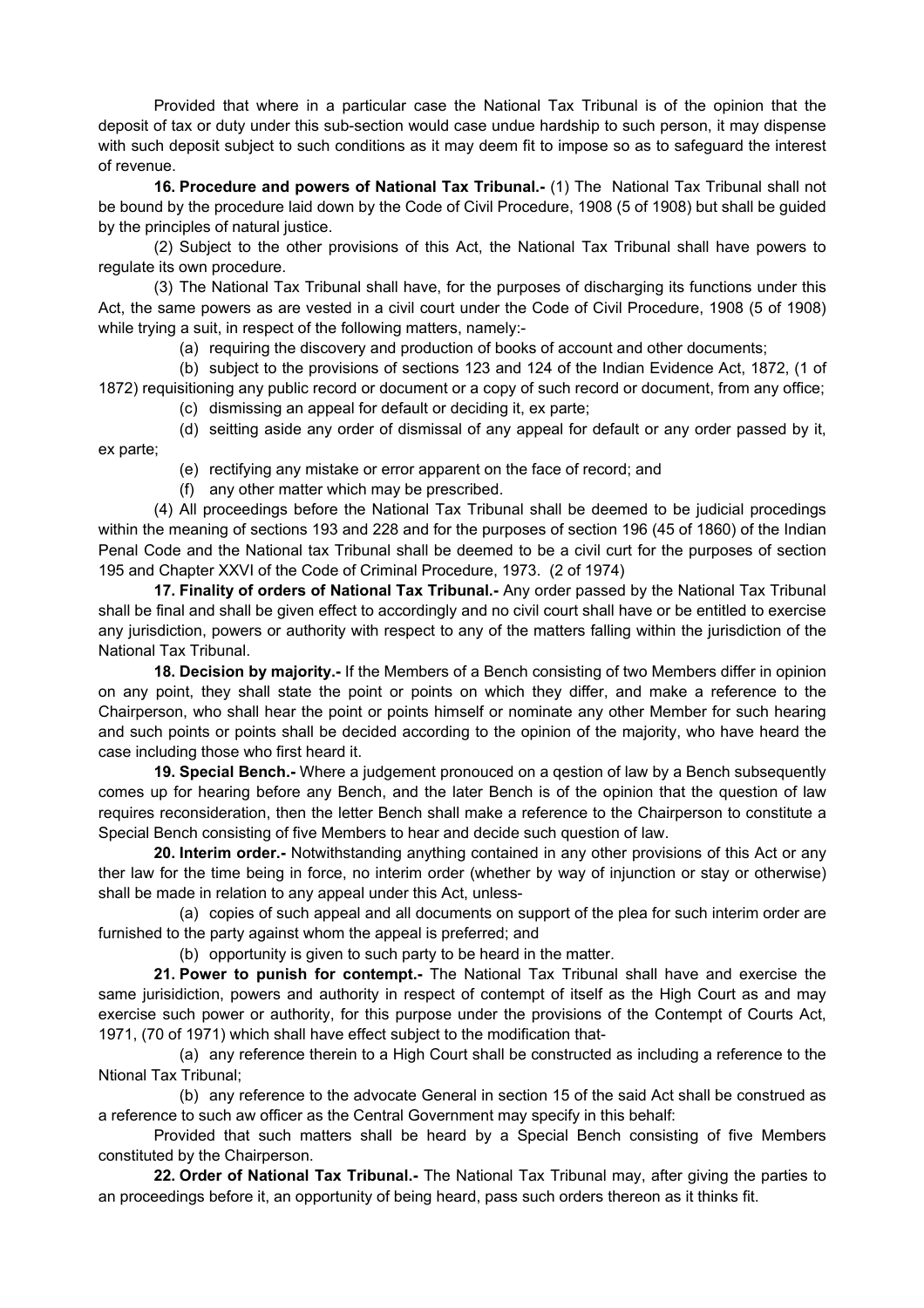Provided that where in a particular case the National Tax Tribunal is of the opinion that the deposit of tax or duty under this sub-section would case undue hardship to such person, it may dispense with such deposit subject to such conditions as it may deem fit to impose so as to safeguard the interest of revenue.

**16. Procedure and powers of National Tax Tribunal.-** (1) The National Tax Tribunal shall not be bound by the procedure laid down by the Code of Civil Procedure, 1908 (5 of 1908) but shall be guided by the principles of natural justice.

(2) Subject to the other provisions of this Act, the National Tax Tribunal shall have powers to regulate its own procedure.

(3) The National Tax Tribunal shall have, for the purposes of discharging its functions under this Act, the same powers as are vested in a civil court under the Code of Civil Procedure, 1908 (5 of 1908) while trying a suit, in respect of the following matters, namely:-

(a) requiring the discovery and production of books of account and other documents;

(b) subject to the provisions of sections 123 and 124 of the Indian Evidence Act, 1872, (1 of 1872) requisitioning any public record or document or a copy of such record or document, from any office;

(c) dismissing an appeal for default or deciding it, ex parte;

(d) seitting aside any order of dismissal of any appeal for default or any order passed by it, ex parte;

(e) rectifying any mistake or error apparent on the face of record; and

(f) any other matter which may be prescribed.

(4) All proceedings before the National Tax Tribunal shall be deemed to be judicial procedings within the meaning of sections 193 and 228 and for the purposes of section 196 (45 of 1860) of the Indian Penal Code and the National tax Tribunal shall be deemed to be a civil curt for the purposes of section 195 and Chapter XXVI of the Code of Criminal Procedure, 1973. (2 of 1974)

**17. Finality of orders of National Tax Tribunal.-** Any order passed by the National Tax Tribunal shall be final and shall be given effect to accordingly and no civil court shall have or be entitled to exercise any jurisdiction, powers or authority with respect to any of the matters falling within the jurisdiction of the National Tax Tribunal.

**18. Decision by majority.-** If the Members of a Bench consisting of two Members differ in opinion on any point, they shall state the point or points on which they differ, and make a reference to the Chairperson, who shall hear the point or points himself or nominate any other Member for such hearing and such points or points shall be decided according to the opinion of the majority, who have heard the case including those who first heard it.

**19. Special Bench.-** Where a judgement pronouced on a qestion of law by a Bench subsequently comes up for hearing before any Bench, and the later Bench is of the opinion that the question of law requires reconsideration, then the letter Bench shall make a reference to the Chairperson to constitute a Special Bench consisting of five Members to hear and decide such question of law.

**20. Interim order.-** Notwithstanding anything contained in any other provisions of this Act or any ther law for the time being in force, no interim order (whether by way of injunction or stay or otherwise) shall be made in relation to any appeal under this Act, unless-

(a) copies of such appeal and all documents on support of the plea for such interim order are furnished to the party against whom the appeal is preferred; and

(b) opportunity is given to such party to be heard in the matter.

**21. Power to punish for contempt.-** The National Tax Tribunal shall have and exercise the same jurisidiction, powers and authority in respect of contempt of itself as the High Court as and may exercise such power or authority, for this purpose under the provisions of the Contempt of Courts Act, 1971, (70 of 1971) which shall have effect subject to the modification that-

(a) any reference therein to a High Court shall be constructed as including a reference to the Ntional Tax Tribunal;

(b) any reference to the advocate General in section 15 of the said Act shall be construed as a reference to such aw officer as the Central Government may specify in this behalf:

Provided that such matters shall be heard by a Special Bench consisting of five Members constituted by the Chairperson.

**22. Order of National Tax Tribunal.-** The National Tax Tribunal may, after giving the parties to an proceedings before it, an opportunity of being heard, pass such orders thereon as it thinks fit.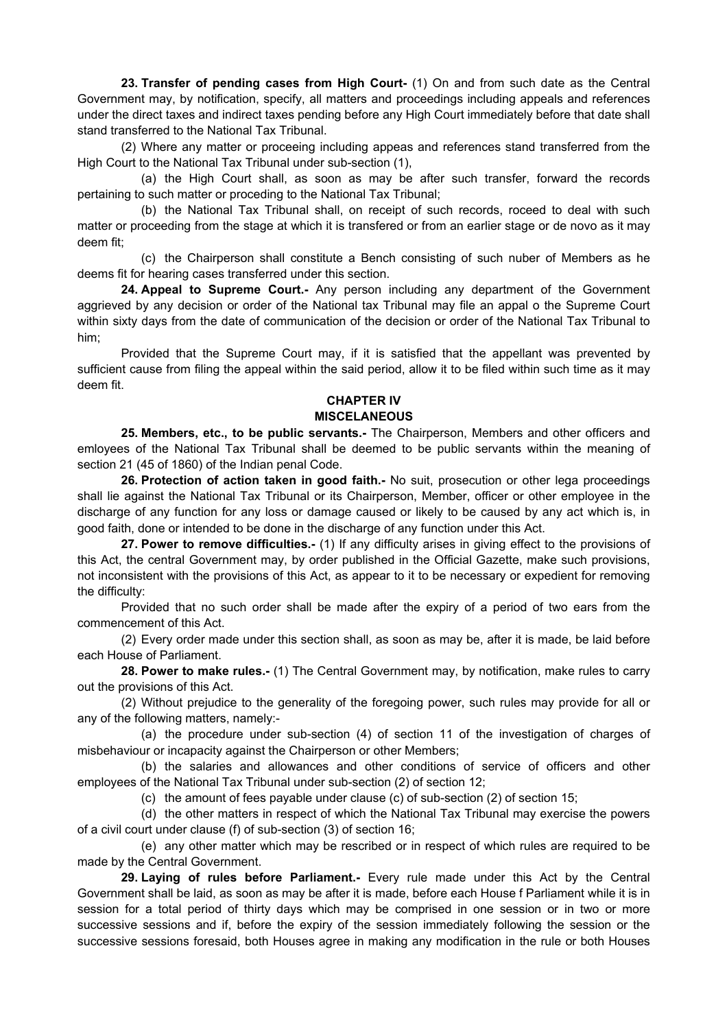**23. Transfer of pending cases from High Court-** (1) On and from such date as the Central Government may, by notification, specify, all matters and proceedings including appeals and references under the direct taxes and indirect taxes pending before any High Court immediately before that date shall stand transferred to the National Tax Tribunal.

(2) Where any matter or proceeing including appeas and references stand transferred from the High Court to the National Tax Tribunal under sub-section (1),

(a) the High Court shall, as soon as may be after such transfer, forward the records pertaining to such matter or proceding to the National Tax Tribunal;

(b) the National Tax Tribunal shall, on receipt of such records, roceed to deal with such matter or proceeding from the stage at which it is transfered or from an earlier stage or de novo as it may deem fit;

(c) the Chairperson shall constitute a Bench consisting of such nuber of Members as he deems fit for hearing cases transferred under this section.

**24. Appeal to Supreme Court.-** Any person including any department of the Government aggrieved by any decision or order of the National tax Tribunal may file an appal o the Supreme Court within sixty days from the date of communication of the decision or order of the National Tax Tribunal to him;

Provided that the Supreme Court may, if it is satisfied that the appellant was prevented by sufficient cause from filing the appeal within the said period, allow it to be filed within such time as it may deem fit.

## CHAPTER IV
## MISCELANEOUS

**25. Members, etc., to be public servants.-** The Chairperson, Members and other officers and emloyees of the National Tax Tribunal shall be deemed to be public servants within the meaning of section 21 (45 of 1860) of the Indian penal Code.

**26. Protection of action taken in good faith.-** No suit, prosecution or other lega proceedings shall lie against the National Tax Tribunal or its Chairperson, Member, officer or other employee in the discharge of any function for any loss or damage caused or likely to be caused by any act which is, in good faith, done or intended to be done in the discharge of any function under this Act.

**27. Power to remove difficulties.-** (1) If any difficulty arises in giving effect to the provisions of this Act, the central Government may, by order published in the Official Gazette, make such provisions, not inconsistent with the provisions of this Act, as appear to it to be necessary or expedient for removing the difficulty:

Provided that no such order shall be made after the expiry of a period of two ears from the commencement of this Act.

(2) Every order made under this section shall, as soon as may be, after it is made, be laid before each House of Parliament.

**28. Power to make rules.-** (1) The Central Government may, by notification, make rules to carry out the provisions of this Act.

(2) Without prejudice to the generality of the foregoing power, such rules may provide for all or any of the following matters, namely:-

(a) the procedure under sub-section (4) of section 11 of the investigation of charges of misbehaviour or incapacity against the Chairperson or other Members;

(b) the salaries and allowances and other conditions of service of officers and other employees of the National Tax Tribunal under sub-section (2) of section 12;

(c) the amount of fees payable under clause (c) of sub-section (2) of section 15;

(d) the other matters in respect of which the National Tax Tribunal may exercise the powers of a civil court under clause (f) of sub-section (3) of section 16;

(e) any other matter which may be rescribed or in respect of which rules are required to be made by the Central Government.

**29. Laying of rules before Parliament.-** Every rule made under this Act by the Central Government shall be laid, as soon as may be after it is made, before each House f Parliament while it is in session for a total period of thirty days which may be comprised in one session or in two or more successive sessions and if, before the expiry of the session immediately following the session or the successive sessions foresaid, both Houses agree in making any modification in the rule or both Houses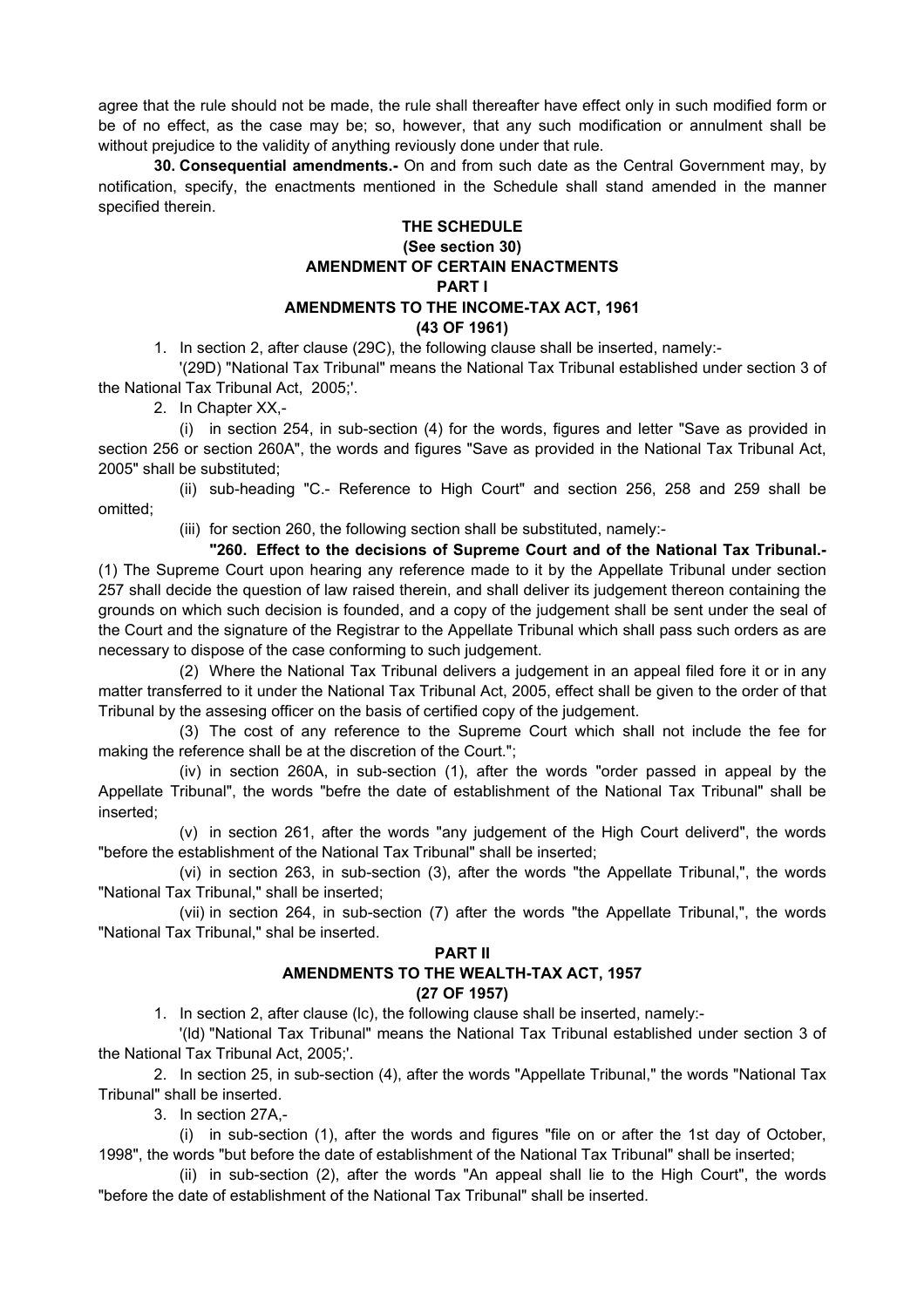agree that the rule should not be made, the rule shall thereafter have effect only in such modified form or be of no effect, as the case may be; so, however, that any such modification or annulment shall be without prejudice to the validity of anything reviously done under that rule.

**30. Consequential amendments.-** On and from such date as the Central Government may, by notification, specify, the enactments mentioned in the Schedule shall stand amended in the manner specified therein.

## THE SCHEDULE

**(See section 30)**

**AMENDMENT OF CERTAIN ENACTMENTS**

### PART I

### AMENDMENTS TO THE INCOME-TAX ACT, 1961

**(43 OF 1961)**

1. In section 2, after clause (29C), the following clause shall be inserted, namely:-

'(29D) "National Tax Tribunal" means the National Tax Tribunal established under section 3 of the National Tax Tribunal Act, 2005;'.

2. In Chapter XX,-

(i) in section 254, in sub-section (4) for the words, figures and letter "Save as provided in section 256 or section 260A", the words and figures "Save as provided in the National Tax Tribunal Act, 2005" shall be substituted;

(ii) sub-heading "C.- Reference to High Court" and section 256, 258 and 259 shall be omitted;

(iii) for section 260, the following section shall be substituted, namely:-

**"260. Effect to the decisions of Supreme Court and of the National Tax Tribunal.-** (1) The Supreme Court upon hearing any reference made to it by the Appellate Tribunal under section 257 shall decide the question of law raised therein, and shall deliver its judgement thereon containing the grounds on which such decision is founded, and a copy of the judgement shall be sent under the seal of the Court and the signature of the Registrar to the Appellate Tribunal which shall pass such orders as are necessary to dispose of the case conforming to such judgement.

(2) Where the National Tax Tribunal delivers a judgement in an appeal filed fore it or in any matter transferred to it under the National Tax Tribunal Act, 2005, effect shall be given to the order of that Tribunal by the assesing officer on the basis of certified copy of the judgement.

(3) The cost of any reference to the Supreme Court which shall not include the fee for making the reference shall be at the discretion of the Court.";

(iv) in section 260A, in sub-section (1), after the words "order passed in appeal by the Appellate Tribunal", the words "befre the date of establishment of the National Tax Tribunal" shall be inserted;

(v) in section 261, after the words "any judgement of the High Court deliverd", the words "before the establishment of the National Tax Tribunal" shall be inserted;

(vi) in section 263, in sub-section (3), after the words "the Appellate Tribunal,", the words "National Tax Tribunal," shall be inserted;

(vii) in section 264, in sub-section (7) after the words "the Appellate Tribunal,", the words "National Tax Tribunal," shal be inserted.

### PART II

### AMENDMENTS TO THE WEALTH-TAX ACT, 1957

**(27 OF 1957)**

1. In section 2, after clause (lc), the following clause shall be inserted, namely:-

'(ld) "National Tax Tribunal" means the National Tax Tribunal established under section 3 of the National Tax Tribunal Act, 2005;'.

2. In section 25, in sub-section (4), after the words "Appellate Tribunal," the words "National Tax Tribunal" shall be inserted.

3. In section 27A,-

(i) in sub-section (1), after the words and figures "file on or after the 1st day of October, 1998", the words "but before the date of establishment of the National Tax Tribunal" shall be inserted;

(ii) in sub-section (2), after the words "An appeal shall lie to the High Court", the words "before the date of establishment of the National Tax Tribunal" shall be inserted.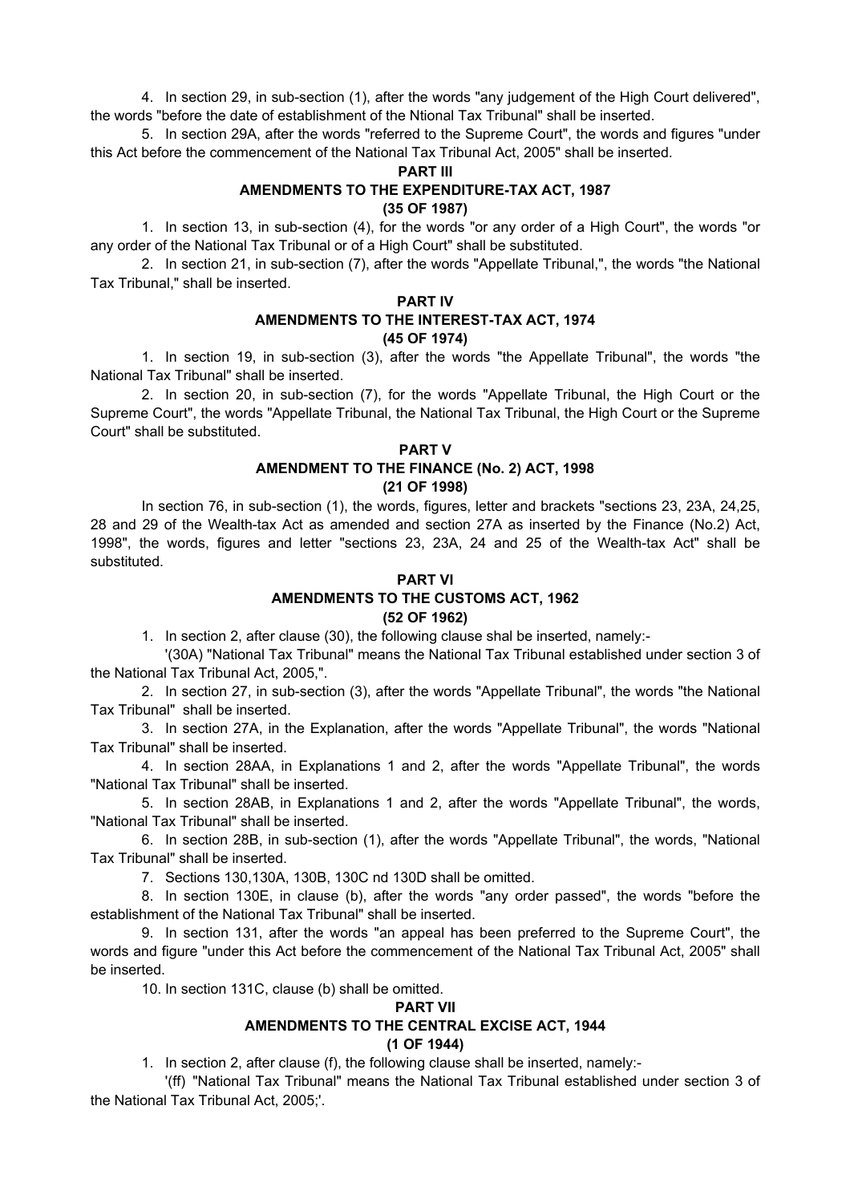4. In section 29, in sub-section (1), after the words "any judgement of the High Court delivered", the words "before the date of establishment of the Ntional Tax Tribunal" shall be inserted.

5. In section 29A, after the words "referred to the Supreme Court", the words and figures "under this Act before the commencement of the National Tax Tribunal Act, 2005" shall be inserted.

**PART III**

**AMENDMENTS TO THE EXPENDITURE-TAX ACT, 1987**

**(35 OF 1987)**

1. In section 13, in sub-section (4), for the words "or any order of a High Court", the words "or any order of the National Tax Tribunal or of a High Court" shall be substituted.

2. In section 21, in sub-section (7), after the words "Appellate Tribunal,", the words "the National Tax Tribunal," shall be inserted.

**PART IV**

**AMENDMENTS TO THE INTEREST-TAX ACT, 1974**

**(45 OF 1974)**

1. In section 19, in sub-section (3), after the words "the Appellate Tribunal", the words "the National Tax Tribunal" shall be inserted.

2. In section 20, in sub-section (7), for the words "Appellate Tribunal, the High Court or the Supreme Court", the words "Appellate Tribunal, the National Tax Tribunal, the High Court or the Supreme Court" shall be substituted.

**PART V**

**AMENDMENT TO THE FINANCE (No. 2) ACT, 1998**

**(21 OF 1998)**

In section 76, in sub-section (1), the words, figures, letter and brackets "sections 23, 23A, 24,25, 28 and 29 of the Wealth-tax Act as amended and section 27A as inserted by the Finance (No.2) Act, 1998", the words, figures and letter "sections 23, 23A, 24 and 25 of the Wealth-tax Act" shall be substituted.

**PART VI**

**AMENDMENTS TO THE CUSTOMS ACT, 1962**

**(52 OF 1962)**

1. In section 2, after clause (30), the following clause shal be inserted, namely:-

'(30A) "National Tax Tribunal" means the National Tax Tribunal established under section 3 of the National Tax Tribunal Act, 2005,".

2. In section 27, in sub-section (3), after the words "Appellate Tribunal", the words "the National Tax Tribunal" shall be inserted.

3. In section 27A, in the Explanation, after the words "Appellate Tribunal", the words "National Tax Tribunal" shall be inserted.

4. In section 28AA, in Explanations 1 and 2, after the words "Appellate Tribunal", the words "National Tax Tribunal" shall be inserted.

5. In section 28AB, in Explanations 1 and 2, after the words "Appellate Tribunal", the words, "National Tax Tribunal" shall be inserted.

6. In section 28B, in sub-section (1), after the words "Appellate Tribunal", the words, "National Tax Tribunal" shall be inserted.

7. Sections 130,130A, 130B, 130C nd 130D shall be omitted.

8. In section 130E, in clause (b), after the words "any order passed", the words "before the establishment of the National Tax Tribunal" shall be inserted.

9. In section 131, after the words "an appeal has been preferred to the Supreme Court", the words and figure "under this Act before the commencement of the National Tax Tribunal Act, 2005" shall be inserted.

10. In section 131C, clause (b) shall be omitted.

**PART VII**

**AMENDMENTS TO THE CENTRAL EXCISE ACT, 1944**

**(1 OF 1944)**

1. In section 2, after clause (f), the following clause shall be inserted, namely:-

'(ff) "National Tax Tribunal" means the National Tax Tribunal established under section 3 of the National Tax Tribunal Act, 2005;'.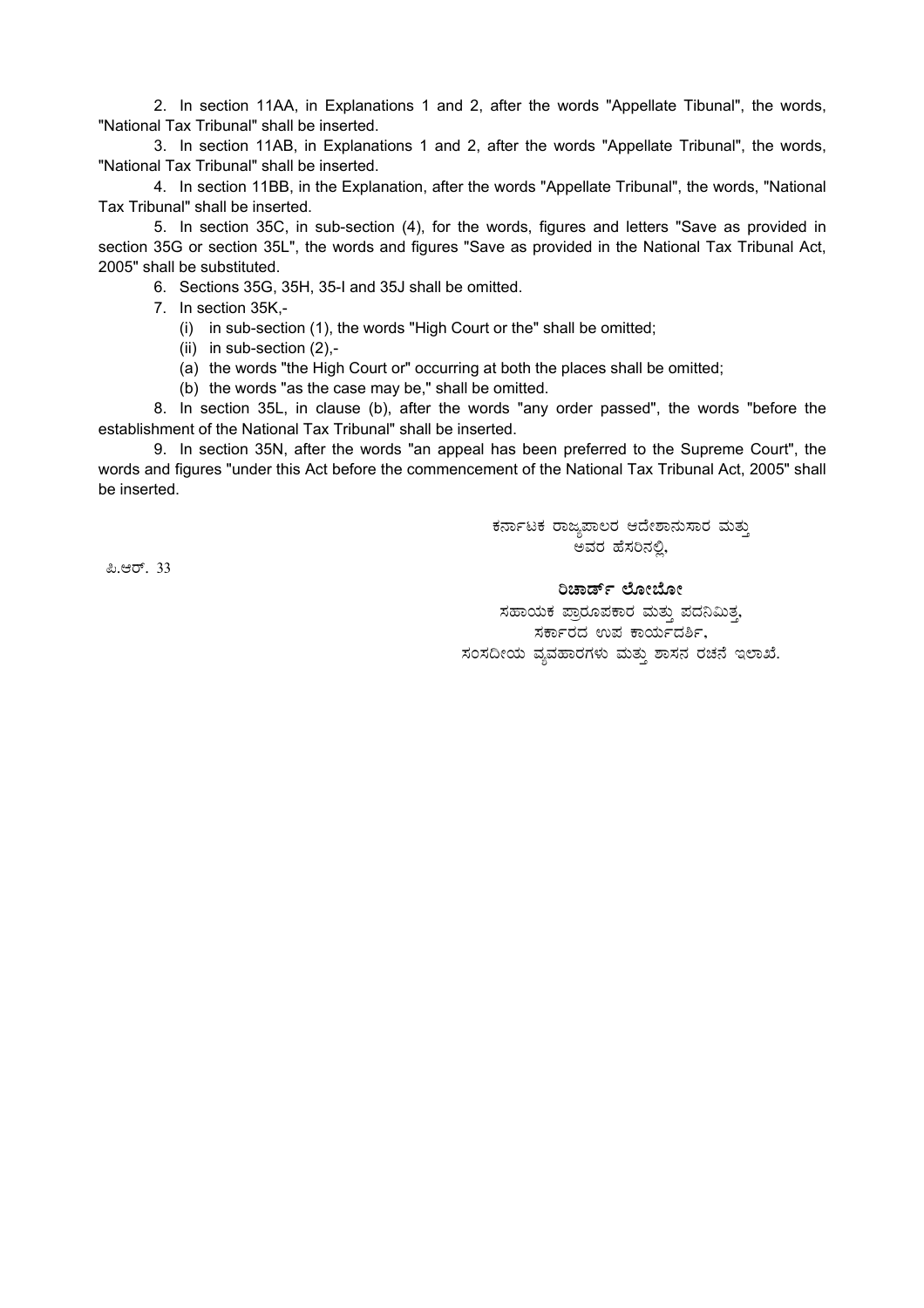2. In section 11AA, in Explanations 1 and 2, after the words "Appellate Tibunal", the words, "National Tax Tribunal" shall be inserted.

3. In section 11AB, in Explanations 1 and 2, after the words "Appellate Tribunal", the words, "National Tax Tribunal" shall be inserted.

4. In section 11BB, in the Explanation, after the words "Appellate Tribunal", the words, "National Tax Tribunal" shall be inserted.

5. In section 35C, in sub-section (4), for the words, figures and letters "Save as provided in section 35G or section 35L", the words and figures "Save as provided in the National Tax Tribunal Act, 2005" shall be substituted.

6. Sections 35G, 35H, 35-I and 35J shall be omitted.

7. In section 35K,-

(i) in sub-section (1), the words "High Court or the" shall be omitted;

(ii) in sub-section (2),-

(a) the words "the High Court or" occurring at both the places shall be omitted;

(b) the words "as the case may be," shall be omitted.

8. In section 35L, in clause (b), after the words "any order passed", the words "before the establishment of the National Tax Tribunal" shall be inserted.

9. In section 35N, after the words "an appeal has been preferred to the Supreme Court", the words and figures "under this Act before the commencement of the National Tax Tribunal Act, 2005" shall be inserted.

ಕರ್ನಾಟಕ ರಾಜ್ಯಪಾಲರ ಆದೇಶಾನುಸಾರ ಮತ್ತು
ಅವರ ಹೆಸರಿನಲ್ಲಿ,

ಪಿ.ಆರ್. 33

**ರಿಚಾರ್ಡ್ ಲೋಬೋ**

ಸಹಾಯಕ ಪ್ರಾರೂಪಕಾರ ಮತ್ತು ಪದನಿಮಿತ್ತ,
ಸರ್ಕಾರದ ಉಪ ಕಾರ್ಯದರ್ಶಿ,
ಸಂಸದೀಯ ವ್ಯವಹಾರಗಳು ಮತ್ತು ಶಾಸನ ರಚನೆ ಇಲಾಖೆ.